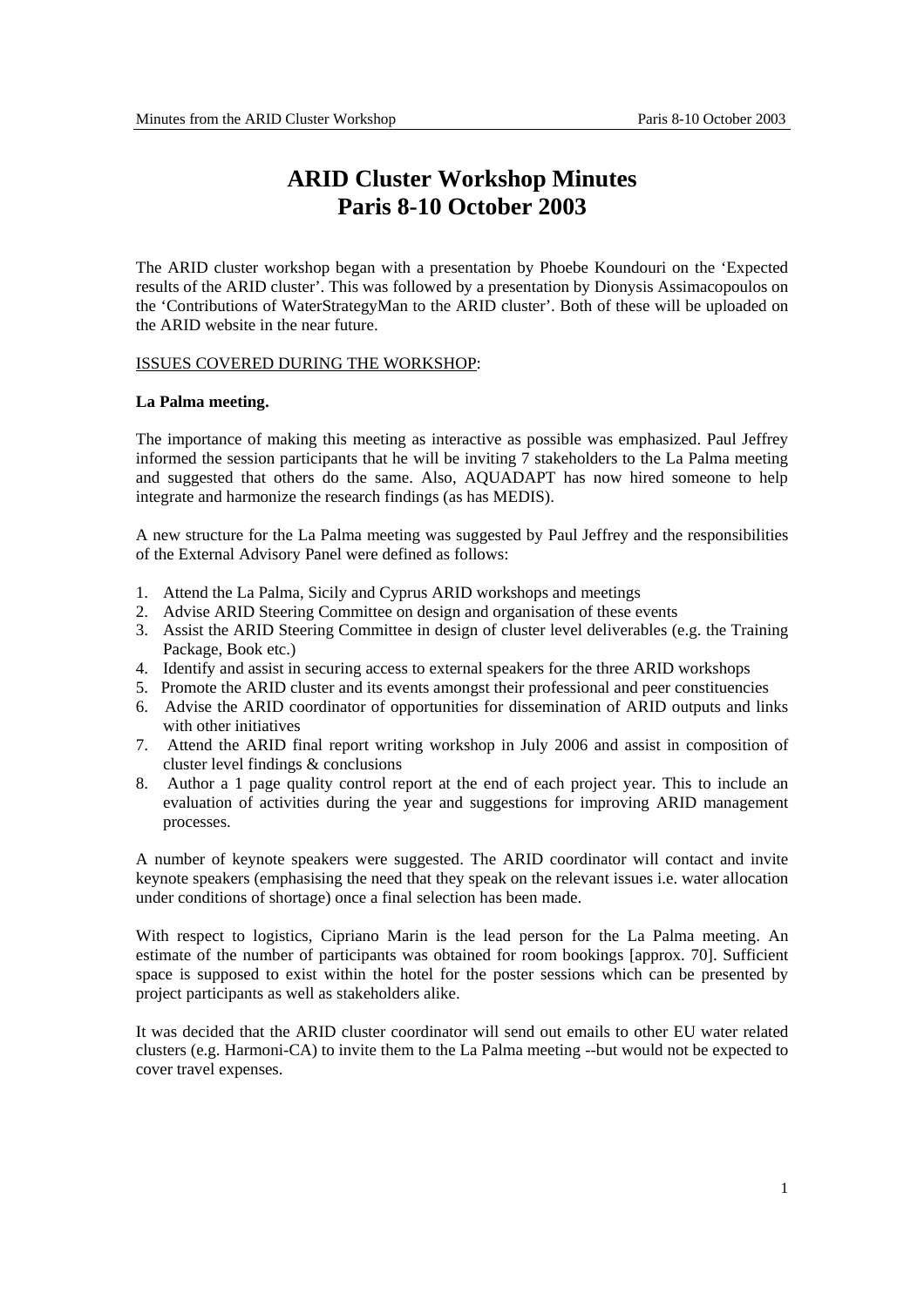# ARID Cluster Workshop Minutes
# Paris 8-10 October 2003

The ARID cluster workshop began with a presentation by Phoebe Koundouri on the 'Expected results of the ARID cluster'. This was followed by a presentation by Dionysis Assimacopoulos on the 'Contributions of WaterStrategyMan to the ARID cluster'. Both of these will be uploaded on the ARID website in the near future.

ISSUES COVERED DURING THE WORKSHOP:

**La Palma meeting.**

The importance of making this meeting as interactive as possible was emphasized. Paul Jeffrey informed the session participants that he will be inviting 7 stakeholders to the La Palma meeting and suggested that others do the same. Also, AQUADAPT has now hired someone to help integrate and harmonize the research findings (as has MEDIS).

A new structure for the La Palma meeting was suggested by Paul Jeffrey and the responsibilities of the External Advisory Panel were defined as follows:

1. Attend the La Palma, Sicily and Cyprus ARID workshops and meetings
2. Advise ARID Steering Committee on design and organisation of these events
3. Assist the ARID Steering Committee in design of cluster level deliverables (e.g. the Training Package, Book etc.)
4. Identify and assist in securing access to external speakers for the three ARID workshops
5. Promote the ARID cluster and its events amongst their professional and peer constituencies
6. Advise the ARID coordinator of opportunities for dissemination of ARID outputs and links with other initiatives
7. Attend the ARID final report writing workshop in July 2006 and assist in composition of cluster level findings & conclusions
8. Author a 1 page quality control report at the end of each project year. This to include an evaluation of activities during the year and suggestions for improving ARID management processes.

A number of keynote speakers were suggested. The ARID coordinator will contact and invite keynote speakers (emphasising the need that they speak on the relevant issues i.e. water allocation under conditions of shortage) once a final selection has been made.

With respect to logistics, Cipriano Marin is the lead person for the La Palma meeting. An estimate of the number of participants was obtained for room bookings [approx. 70]. Sufficient space is supposed to exist within the hotel for the poster sessions which can be presented by project participants as well as stakeholders alike.

It was decided that the ARID cluster coordinator will send out emails to other EU water related clusters (e.g. Harmoni-CA) to invite them to the La Palma meeting --but would not be expected to cover travel expenses.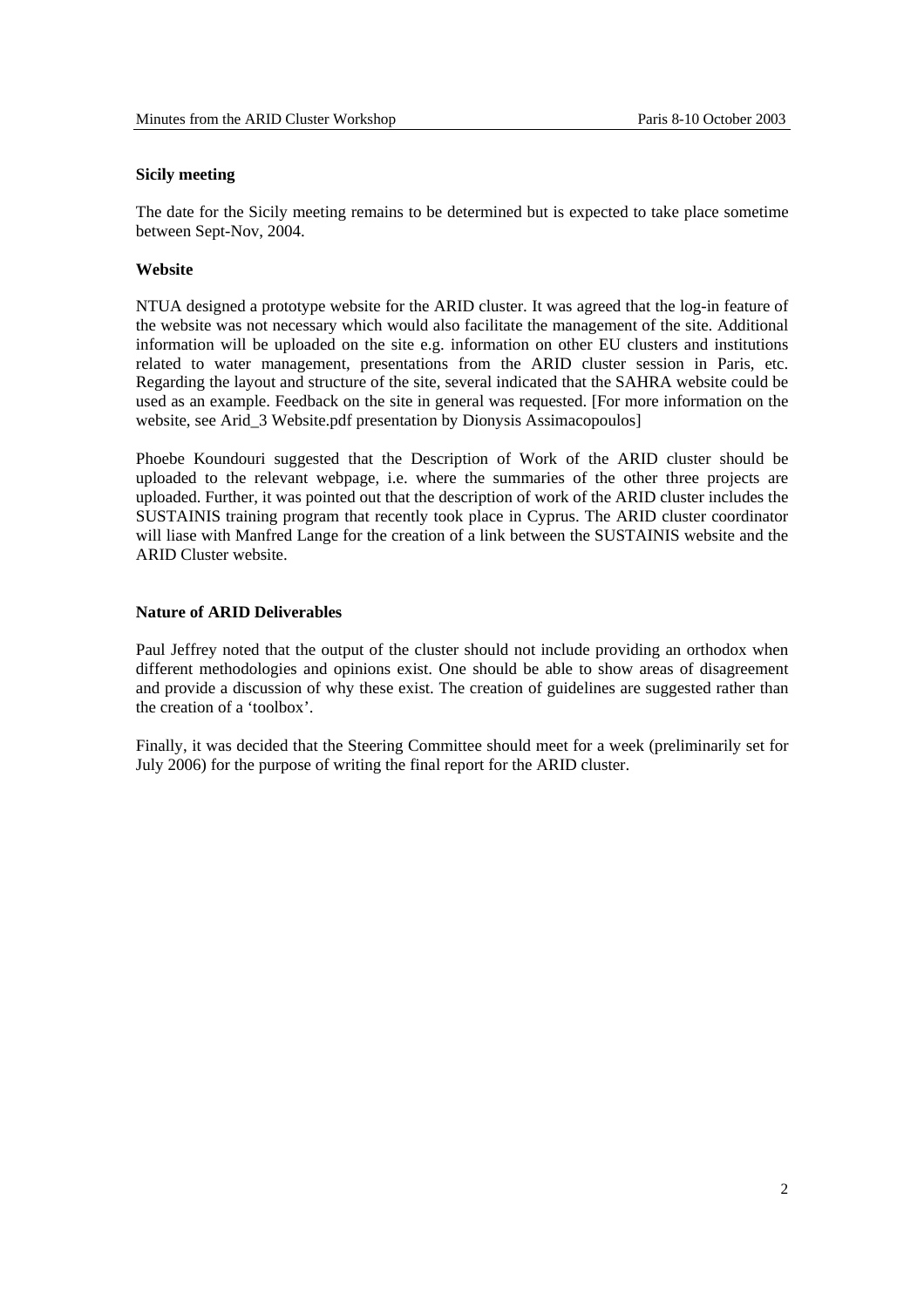**Sicily meeting**

The date for the Sicily meeting remains to be determined but is expected to take place sometime between Sept-Nov, 2004.

**Website**

NTUA designed a prototype website for the ARID cluster. It was agreed that the log-in feature of the website was not necessary which would also facilitate the management of the site. Additional information will be uploaded on the site e.g. information on other EU clusters and institutions related to water management, presentations from the ARID cluster session in Paris, etc. Regarding the layout and structure of the site, several indicated that the SAHRA website could be used as an example. Feedback on the site in general was requested. [For more information on the website, see Arid_3 Website.pdf presentation by Dionysis Assimacopoulos]

Phoebe Koundouri suggested that the Description of Work of the ARID cluster should be uploaded to the relevant webpage, i.e. where the summaries of the other three projects are uploaded. Further, it was pointed out that the description of work of the ARID cluster includes the SUSTAINIS training program that recently took place in Cyprus. The ARID cluster coordinator will liase with Manfred Lange for the creation of a link between the SUSTAINIS website and the ARID Cluster website.

**Nature of ARID Deliverables**

Paul Jeffrey noted that the output of the cluster should not include providing an orthodox when different methodologies and opinions exist. One should be able to show areas of disagreement and provide a discussion of why these exist. The creation of guidelines are suggested rather than the creation of a 'toolbox'.

Finally, it was decided that the Steering Committee should meet for a week (preliminarily set for July 2006) for the purpose of writing the final report for the ARID cluster.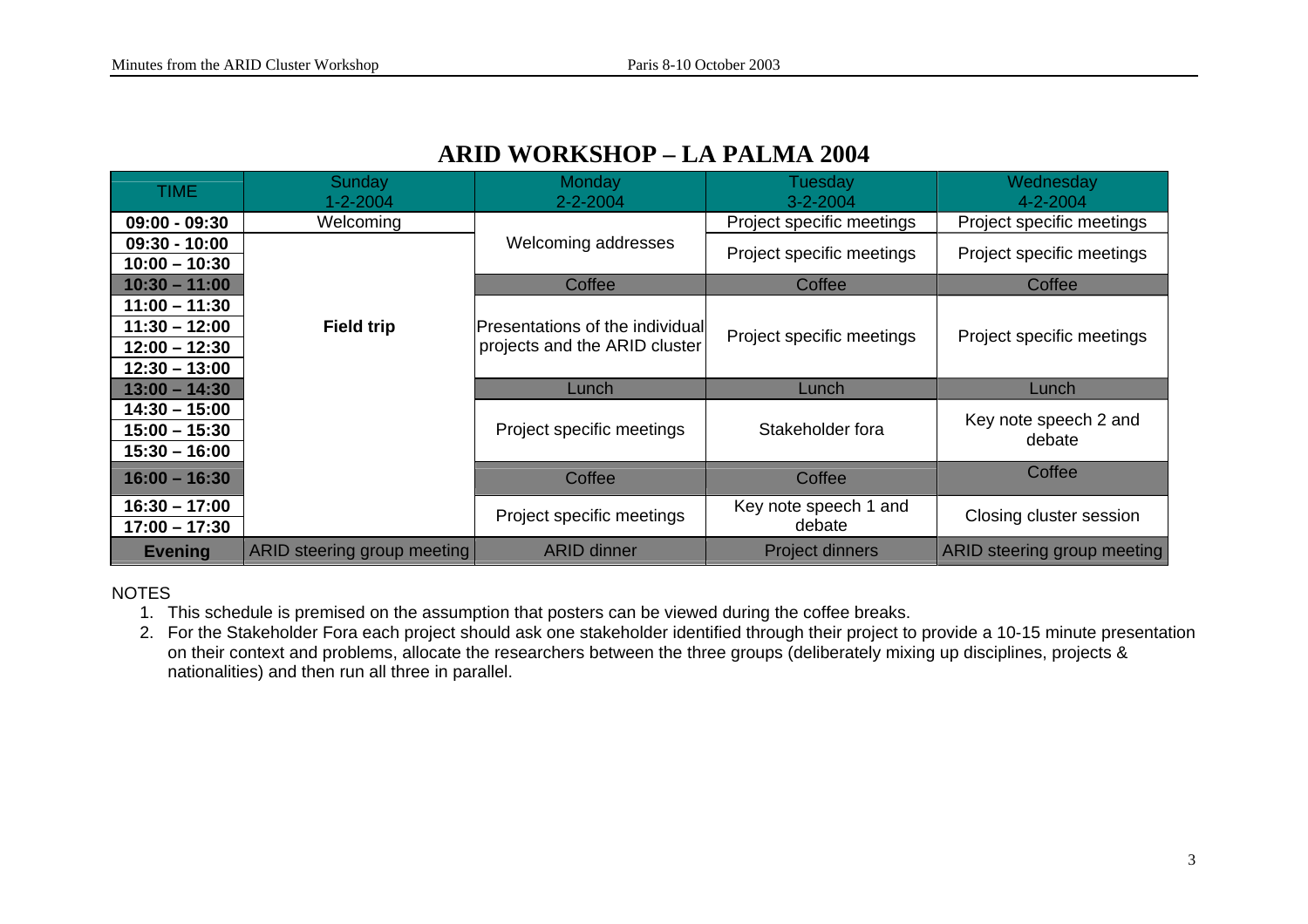# ARID WORKSHOP – LA PALMA 2004

| TIME | Sunday 1-2-2004 | Monday 2-2-2004 | Tuesday 3-2-2004 | Wednesday 4-2-2004 |
|---|---|---|---|---|
| **09:00 - 09:30** | Welcoming | Welcoming addresses | Project specific meetings | Project specific meetings |
| **09:30 - 10:00** | **Field trip** | | Project specific meetings | Project specific meetings |
| **10:00 – 10:30** | | | | |
| **10:30 – 11:00** | | Coffee | Coffee | Coffee |
| **11:00 – 11:30** | | Presentations of the individual projects and the ARID cluster | Project specific meetings | Project specific meetings |
| **11:30 – 12:00** | | | | |
| **12:00 – 12:30** | | | | |
| **12:30 – 13:00** | | | | |
| **13:00 – 14:30** | | Lunch | Lunch | Lunch |
| **14:30 – 15:00** | | Project specific meetings | Stakeholder fora | Key note speech 2 and debate |
| **15:00 – 15:30** | | | | |
| **15:30 – 16:00** | | | | |
| **16:00 – 16:30** | | Coffee | Coffee | Coffee |
| **16:30 – 17:00** | | Project specific meetings | Key note speech 1 and debate | Closing cluster session |
| **17:00 – 17:30** | | | | |
| **Evening** | ARID steering group meeting | ARID dinner | Project dinners | ARID steering group meeting |

NOTES

1. This schedule is premised on the assumption that posters can be viewed during the coffee breaks.
2. For the Stakeholder Fora each project should ask one stakeholder identified through their project to provide a 10-15 minute presentation on their context and problems, allocate the researchers between the three groups (deliberately mixing up disciplines, projects & nationalities) and then run all three in parallel.